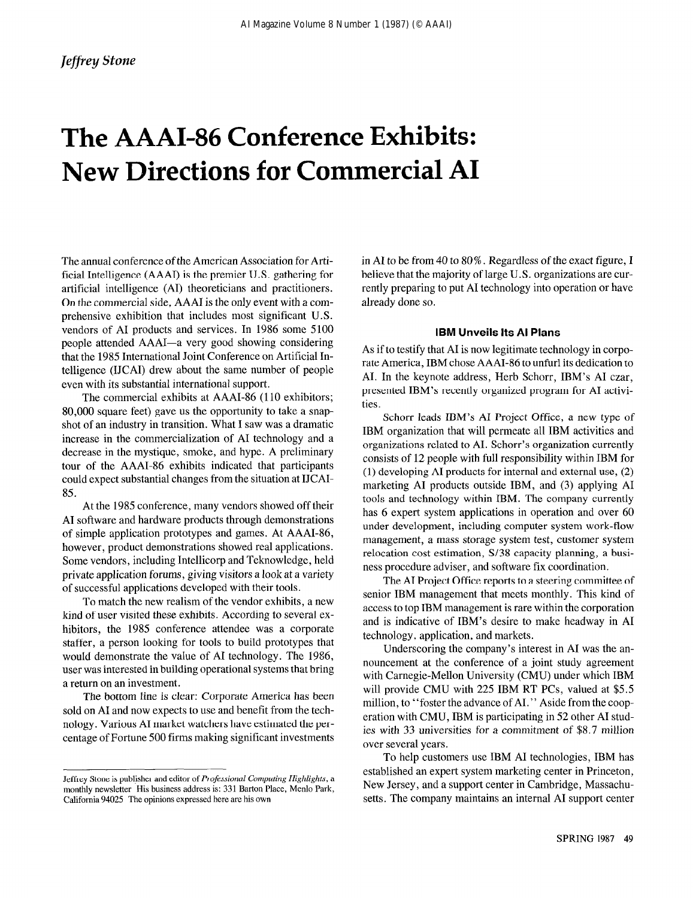*Jeffrey Stone*

# The AAAI-86 Conference Exhibits: New Directions for Commercial AI

The annual conference of the American Association for Artificial Intelligence (AAAI) is the premier U.S. gathering for artificial intelligence (AI) theoreticians and practitioners. On the commercial side, AAAI is the only event with a comprehensive exhibition that includes most significant U.S. vendors of AI products and services. In 1986 some 5100 people attended AAAI—a very good showing considering that the 1985 International Joint Conference on Artificial Intelligence (IJCAI) drew about the same number of people even with its substantial international support.

The commercial exhibits at AAAI-86 (110 exhibitors; 80,000 square feet) gave us the opportunity to take a snapshot of an industry in transition. What I saw was a dramatic increase in the commercialization of AI technology and a decrease in the mystique, smoke, and hype. A preliminary tour of the AAAI-86 exhibits indicated that participants could expect substantial changes from the situation at IJCAI-85.

At the 1985 conference, many vendors showed off their AI software and hardware products through demonstrations of simple application prototypes and games. At AAAI-86, however, product demonstrations showed real applications. Some vendors, including Intellicorp and Teknowledge, held private application forums, giving visitors a look at a variety of successful applications developed with their tools.

To match the new realism of the vendor exhibits, a new kind of user visited these exhibits. According to several exhibitors, the 1985 conference attendee was a corporate staffer, a person looking for tools to build prototypes that would demonstrate the value of AI technology. The 1986, user was interested in building operational systems that bring a return on an investment.

The bottom line is clear: Corporate America has been sold on AI and now expects to use and benefit from the technology. Various AI market watchers have estimated the percentage of Fortune 500 firms making significant investments in AI to be from 40 to 80%. Regardless of the exact figure, I believe that the majority of large U.S. organizations are currently preparing to put AI technology into operation or have already done so.

### IBM Unveils Its AI Plans

As if to testify that AI is now legitimate technology in corporate America, IBM chose AAAI-86 to unfurl its dedication to AI. In the keynote address, Herb Schorr, IBM's AI czar, presented IBM's recently organized program for AI activities.

Schorr leads IBM's AI Project Office, a new type of IBM organization that will permeate all IBM activities and organizations related to AI. Schorr's organization currently consists of 12 people with full responsibility within IBM for (1) developing AI products for internal and external use, (2) marketing AI products outside IBM, and (3) applying AI tools and technology within IBM. The company currently has 6 expert system applications in operation and over 60 under development, including computer system work-flow management, a mass storage system test, customer system relocation cost estimation, S/38 capacity planning, a business procedure adviser, and software fix coordination.

The AI Project Office reports to a steering committee of senior IBM management that meets monthly. This kind of access to top IBM management is rare within the corporation and is indicative of IBM's desire to make headway in AI technology, application, and markets.

Underscoring the company's interest in AI was the announcement at the conference of a joint study agreement with Carnegie-Mellon University (CMU) under which IBM will provide CMU with 225 IBM RT PCs, valued at $5.5 million, to "foster the advance of AI." Aside from the cooperation with CMU, IBM is participating in 52 other AI studies with 33 universities for a commitment of $8.7 million over several years.

To help customers use IBM AI technologies, IBM has established an expert system marketing center in Princeton, New Jersey, and a support center in Cambridge, Massachusetts. The company maintains an internal AI support center

---

Jeffrey Stone is publisher and editor of *Professional Computing Highlights*, a monthly newsletter His business address is: 331 Barton Place, Menlo Park, California 94025 The opinions expressed here are his own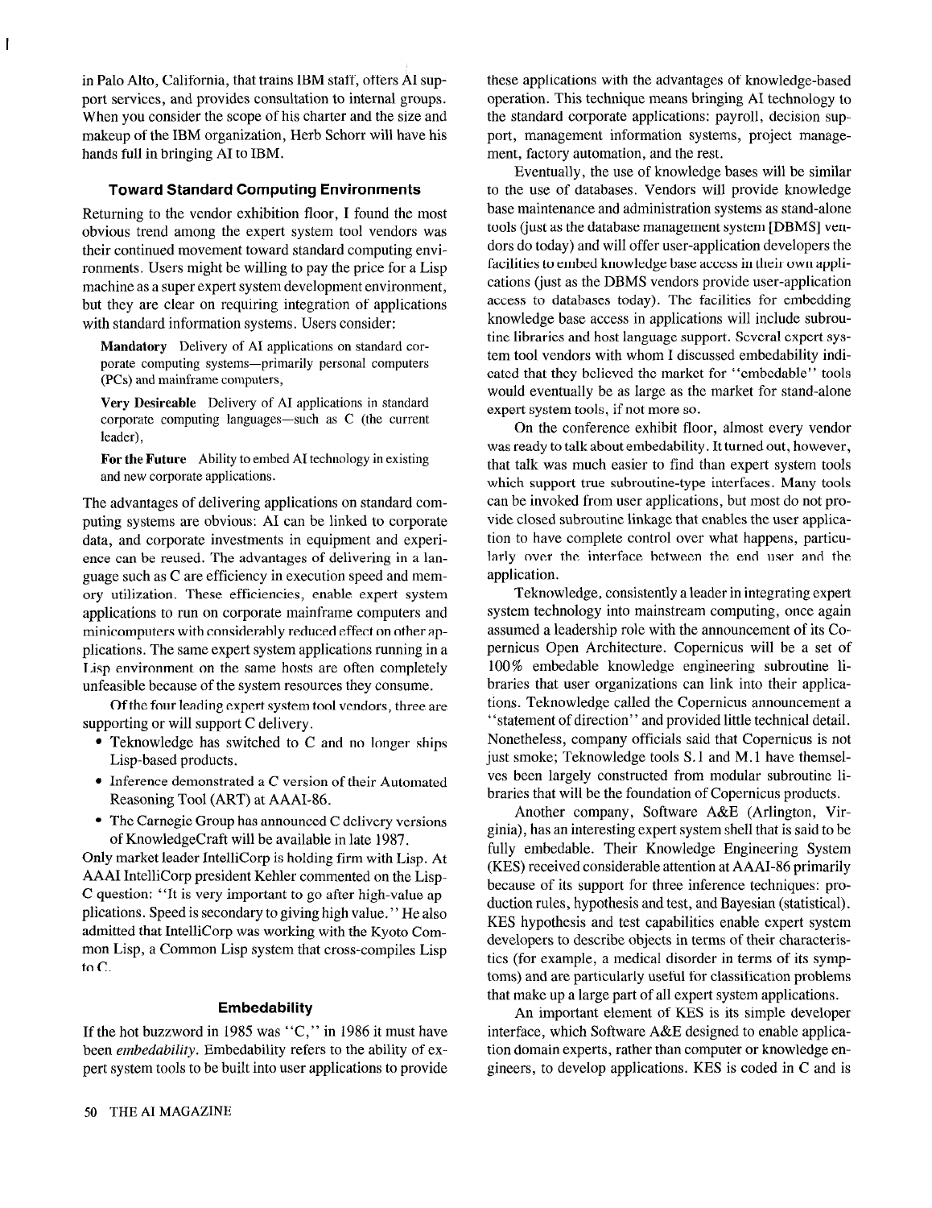in Palo Alto, California, that trains IBM staff, offers AI support services, and provides consultation to internal groups. When you consider the scope of his charter and the size and makeup of the IBM organization, Herb Schorr will have his hands full in bringing AI to IBM.

### Toward Standard Computing Environments

Returning to the vendor exhibition floor, I found the most obvious trend among the expert system tool vendors was their continued movement toward standard computing environments. Users might be willing to pay the price for a Lisp machine as a super expert system development environment, but they are clear on requiring integration of applications with standard information systems. Users consider:

**Mandatory** Delivery of AI applications on standard corporate computing systems—primarily personal computers (PCs) and mainframe computers,

**Very Desireable** Delivery of AI applications in standard corporate computing languages—such as C (the current leader),

**For the Future** Ability to embed AI technology in existing and new corporate applications.

The advantages of delivering applications on standard computing systems are obvious: AI can be linked to corporate data, and corporate investments in equipment and experience can be reused. The advantages of delivering in a language such as C are efficiency in execution speed and memory utilization. These efficiencies, enable expert system applications to run on corporate mainframe computers and minicomputers with considerably reduced effect on other applications. The same expert system applications running in a Lisp environment on the same hosts are often completely unfeasible because of the system resources they consume.

Of the four leading expert system tool vendors, three are supporting or will support C delivery.

- Teknowledge has switched to C and no longer ships Lisp-based products.
- Inference demonstrated a C version of their Automated Reasoning Tool (ART) at AAAI-86.
- The Carnegie Group has announced C delivery versions of KnowledgeCraft will be available in late 1987.

Only market leader IntelliCorp is holding firm with Lisp. At AAAI IntelliCorp president Kehler commented on the Lisp-C question: "It is very important to go after high-value ap plications. Speed is secondary to giving high value." He also admitted that IntelliCorp was working with the Kyoto Common Lisp, a Common Lisp system that cross-compiles Lisp to C.

### Embedability

If the hot buzzword in 1985 was "C," in 1986 it must have been *embedability*. Embedability refers to the ability of expert system tools to be built into user applications to provide these applications with the advantages of knowledge-based operation. This technique means bringing AI technology to the standard corporate applications: payroll, decision support, management information systems, project management, factory automation, and the rest.

Eventually, the use of knowledge bases will be similar to the use of databases. Vendors will provide knowledge base maintenance and administration systems as stand-alone tools (just as the database management system [DBMS] vendors do today) and will offer user-application developers the facilities to embed knowledge base access in their own applications (just as the DBMS vendors provide user-application access to databases today). The facilities for embedding knowledge base access in applications will include subroutine libraries and host language support. Several expert system tool vendors with whom I discussed embedability indicated that they believed the market for "embedable" tools would eventually be as large as the market for stand-alone expert system tools, if not more so.

On the conference exhibit floor, almost every vendor was ready to talk about embedability. It turned out, however, that talk was much easier to find than expert system tools which support true subroutine-type interfaces. Many tools can be invoked from user applications, but most do not provide closed subroutine linkage that enables the user application to have complete control over what happens, particularly over the interface between the end user and the application.

Teknowledge, consistently a leader in integrating expert system technology into mainstream computing, once again assumed a leadership role with the announcement of its Copernicus Open Architecture. Copernicus will be a set of 100% embedable knowledge engineering subroutine libraries that user organizations can link into their applications. Teknowledge called the Copernicus announcement a "statement of direction" and provided little technical detail. Nonetheless, company officials said that Copernicus is not just smoke; Teknowledge tools S.1 and M.1 have themselves been largely constructed from modular subroutine libraries that will be the foundation of Copernicus products.

Another company, Software A&E (Arlington, Virginia), has an interesting expert system shell that is said to be fully embedable. Their Knowledge Engineering System (KES) received considerable attention at AAAI-86 primarily because of its support for three inference techniques: production rules, hypothesis and test, and Bayesian (statistical). KES hypothesis and test capabilities enable expert system developers to describe objects in terms of their characteristics (for example, a medical disorder in terms of its symptoms) and are particularly useful for classification problems that make up a large part of all expert system applications.

An important element of KES is its simple developer interface, which Software A&E designed to enable application domain experts, rather than computer or knowledge engineers, to develop applications. KES is coded in C and is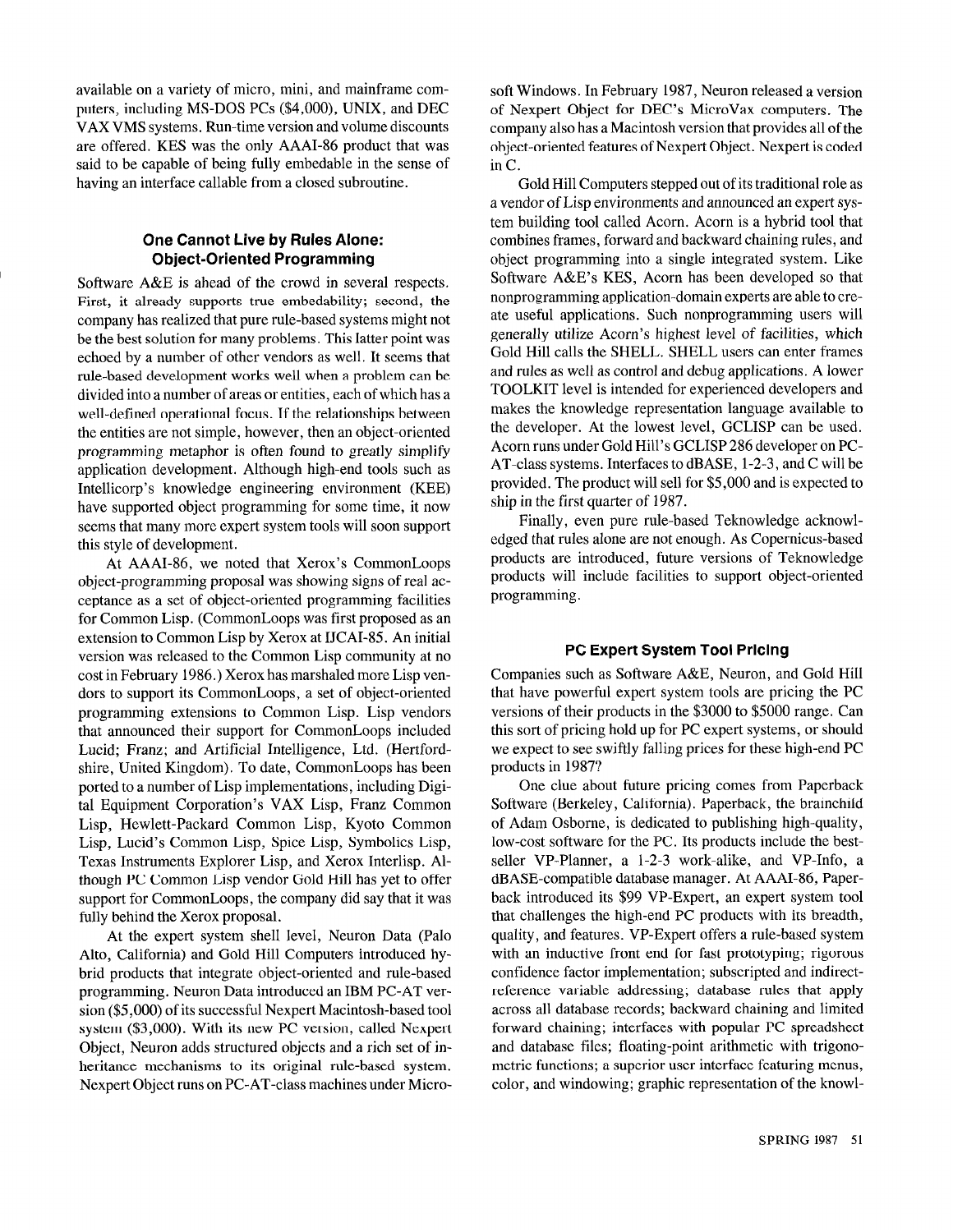available on a variety of micro, mini, and mainframe computers, including MS-DOS PCs ($4,000), UNIX, and DEC VAX VMS systems. Run-time version and volume discounts are offered. KES was the only AAAI-86 product that was said to be capable of being fully embedable in the sense of having an interface callable from a closed subroutine.

### One Cannot Live by Rules Alone: Object-Oriented Programming

Software A&E is ahead of the crowd in several respects. First, it already supports true embedability; second, the company has realized that pure rule-based systems might not be the best solution for many problems. This latter point was echoed by a number of other vendors as well. It seems that rule-based development works well when a problem can be divided into a number of areas or entities, each of which has a well-defined operational focus. If the relationships between the entities are not simple, however, then an object-oriented programming metaphor is often found to greatly simplify application development. Although high-end tools such as Intellicorp's knowledge engineering environment (KEE) have supported object programming for some time, it now seems that many more expert system tools will soon support this style of development.

At AAAI-86, we noted that Xerox's CommonLoops object-programming proposal was showing signs of real acceptance as a set of object-oriented programming facilities for Common Lisp. (CommonLoops was first proposed as an extension to Common Lisp by Xerox at IJCAI-85. An initial version was released to the Common Lisp community at no cost in February 1986.) Xerox has marshaled more Lisp vendors to support its CommonLoops, a set of object-oriented programming extensions to Common Lisp. Lisp vendors that announced their support for CommonLoops included Lucid; Franz; and Artificial Intelligence, Ltd. (Hertfordshire, United Kingdom). To date, CommonLoops has been ported to a number of Lisp implementations, including Digital Equipment Corporation's VAX Lisp, Franz Common Lisp, Hewlett-Packard Common Lisp, Kyoto Common Lisp, Lucid's Common Lisp, Spice Lisp, Symbolics Lisp, Texas Instruments Explorer Lisp, and Xerox Interlisp. Although PC Common Lisp vendor Gold Hill has yet to offer support for CommonLoops, the company did say that it was fully behind the Xerox proposal.

At the expert system shell level, Neuron Data (Palo Alto, California) and Gold Hill Computers introduced hybrid products that integrate object-oriented and rule-based programming. Neuron Data introduced an IBM PC-AT version ($5,000) of its successful Nexpert Macintosh-based tool system ($3,000). With its new PC version, called Nexpert Object, Neuron adds structured objects and a rich set of inheritance mechanisms to its original rule-based system. Nexpert Object runs on PC-AT-class machines under Microsoft Windows. In February 1987, Neuron released a version of Nexpert Object for DEC's MicroVax computers. The company also has a Macintosh version that provides all of the object-oriented features of Nexpert Object. Nexpert is coded in C.

Gold Hill Computers stepped out of its traditional role as a vendor of Lisp environments and announced an expert system building tool called Acorn. Acorn is a hybrid tool that combines frames, forward and backward chaining rules, and object programming into a single integrated system. Like Software A&E's KES, Acorn has been developed so that nonprogramming application-domain experts are able to create useful applications. Such nonprogramming users will generally utilize Acorn's highest level of facilities, which Gold Hill calls the SHELL. SHELL users can enter frames and rules as well as control and debug applications. A lower TOOLKIT level is intended for experienced developers and makes the knowledge representation language available to the developer. At the lowest level, GCLISP can be used. Acorn runs under Gold Hill's GCLISP 286 developer on PC-AT-class systems. Interfaces to dBASE, 1-2-3, and C will be provided. The product will sell for $5,000 and is expected to ship in the first quarter of 1987.

Finally, even pure rule-based Teknowledge acknowledged that rules alone are not enough. As Copernicus-based products are introduced, future versions of Teknowledge products will include facilities to support object-oriented programming.

### PC Expert System Tool Pricing

Companies such as Software A&E, Neuron, and Gold Hill that have powerful expert system tools are pricing the PC versions of their products in the $3000 to $5000 range. Can this sort of pricing hold up for PC expert systems, or should we expect to see swiftly falling prices for these high-end PC products in 1987?

One clue about future pricing comes from Paperback Software (Berkeley, California). Paperback, the brainchild of Adam Osborne, is dedicated to publishing high-quality, low-cost software for the PC. Its products include the best-seller VP-Planner, a 1-2-3 work-alike, and VP-Info, a dBASE-compatible database manager. At AAAI-86, Paperback introduced its $99 VP-Expert, an expert system tool that challenges the high-end PC products with its breadth, quality, and features. VP-Expert offers a rule-based system with an inductive front end for fast prototyping; rigorous confidence factor implementation; subscripted and indirect-reference variable addressing; database rules that apply across all database records; backward chaining and limited forward chaining; interfaces with popular PC spreadsheet and database files; floating-point arithmetic with trigonometric functions; a superior user interface featuring menus, color, and windowing; graphic representation of the knowl-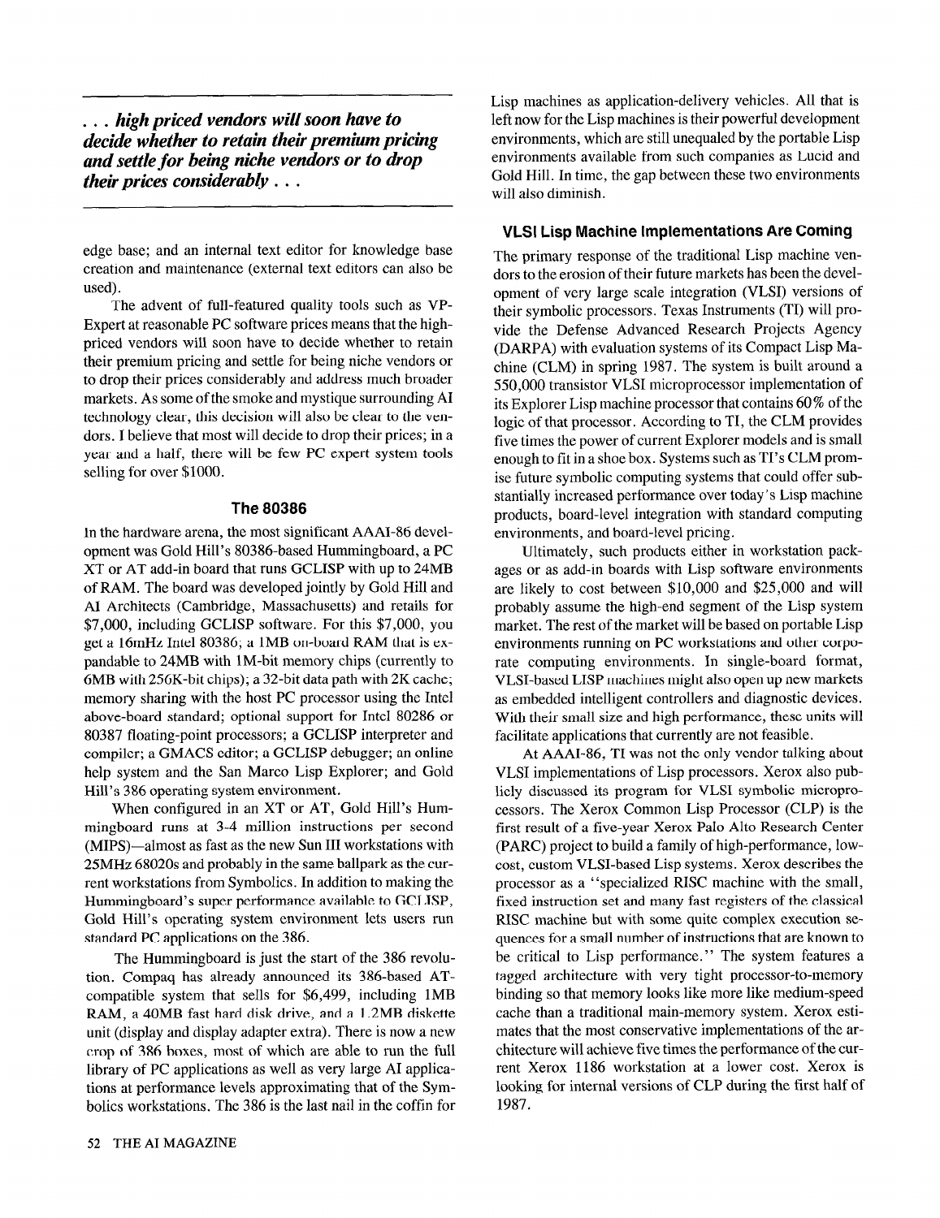*. . . high priced vendors will soon have to decide whether to retain their premium pricing and settle for being niche vendors or to drop their prices considerably . . .*

edge base; and an internal text editor for knowledge base creation and maintenance (external text editors can also be used).

The advent of full-featured quality tools such as VP-Expert at reasonable PC software prices means that the high-priced vendors will soon have to decide whether to retain their premium pricing and settle for being niche vendors or to drop their prices considerably and address much broader markets. As some of the smoke and mystique surrounding AI technology clear, this decision will also be clear to the vendors. I believe that most will decide to drop their prices; in a year and a half, there will be few PC expert system tools selling for over $1000.

### The 80386

In the hardware arena, the most significant AAAI-86 development was Gold Hill's 80386-based Hummingboard, a PC XT or AT add-in board that runs GCLISP with up to 24MB of RAM. The board was developed jointly by Gold Hill and AI Architects (Cambridge, Massachusetts) and retails for $7,000, including GCLISP software. For this $7,000, you get a 16mHz Intel 80386; a 1MB on-board RAM that is expandable to 24MB with 1M-bit memory chips (currently to 6MB with 256K-bit chips); a 32-bit data path with 2K cache; memory sharing with the host PC processor using the Intel above-board standard; optional support for Intel 80286 or 80387 floating-point processors; a GCLISP interpreter and compiler; a GMACS editor; a GCLISP debugger; an online help system and the San Marco Lisp Explorer; and Gold Hill's 386 operating system environment.

When configured in an XT or AT, Gold Hill's Hummingboard runs at 3-4 million instructions per second (MIPS)—almost as fast as the new Sun III workstations with 25MHz 68020s and probably in the same ballpark as the current workstations from Symbolics. In addition to making the Hummingboard's super performance available to GCLISP, Gold Hill's operating system environment lets users run standard PC applications on the 386.

The Hummingboard is just the start of the 386 revolution. Compaq has already announced its 386-based AT-compatible system that sells for $6,499, including 1MB RAM, a 40MB fast hard disk drive, and a 1.2MB diskette unit (display and display adapter extra). There is now a new crop of 386 boxes, most of which are able to run the full library of PC applications as well as very large AI applications at performance levels approximating that of the Symbolics workstations. The 386 is the last nail in the coffin for Lisp machines as application-delivery vehicles. All that is left now for the Lisp machines is their powerful development environments, which are still unequaled by the portable Lisp environments available from such companies as Lucid and Gold Hill. In time, the gap between these two environments will also diminish.

### VLSI Lisp Machine Implementations Are Coming

The primary response of the traditional Lisp machine vendors to the erosion of their future markets has been the development of very large scale integration (VLSI) versions of their symbolic processors. Texas Instruments (TI) will provide the Defense Advanced Research Projects Agency (DARPA) with evaluation systems of its Compact Lisp Machine (CLM) in spring 1987. The system is built around a 550,000 transistor VLSI microprocessor implementation of its Explorer Lisp machine processor that contains 60% of the logic of that processor. According to TI, the CLM provides five times the power of current Explorer models and is small enough to fit in a shoe box. Systems such as TI's CLM promise future symbolic computing systems that could offer substantially increased performance over today's Lisp machine products, board-level integration with standard computing environments, and board-level pricing.

Ultimately, such products either in workstation packages or as add-in boards with Lisp software environments are likely to cost between $10,000 and $25,000 and will probably assume the high-end segment of the Lisp system market. The rest of the market will be based on portable Lisp environments running on PC workstations and other corporate computing environments. In single-board format, VLSI-based LISP machines might also open up new markets as embedded intelligent controllers and diagnostic devices. With their small size and high performance, these units will facilitate applications that currently are not feasible.

At AAAI-86, TI was not the only vendor talking about VLSI implementations of Lisp processors. Xerox also publicly discussed its program for VLSI symbolic microprocessors. The Xerox Common Lisp Processor (CLP) is the first result of a five-year Xerox Palo Alto Research Center (PARC) project to build a family of high-performance, low-cost, custom VLSI-based Lisp systems. Xerox describes the processor as a "specialized RISC machine with the small, fixed instruction set and many fast registers of the classical RISC machine but with some quite complex execution sequences for a small number of instructions that are known to be critical to Lisp performance." The system features a tagged architecture with very tight processor-to-memory binding so that memory looks like more like medium-speed cache than a traditional main-memory system. Xerox estimates that the most conservative implementations of the architecture will achieve five times the performance of the current Xerox 1186 workstation at a lower cost. Xerox is looking for internal versions of CLP during the first half of 1987.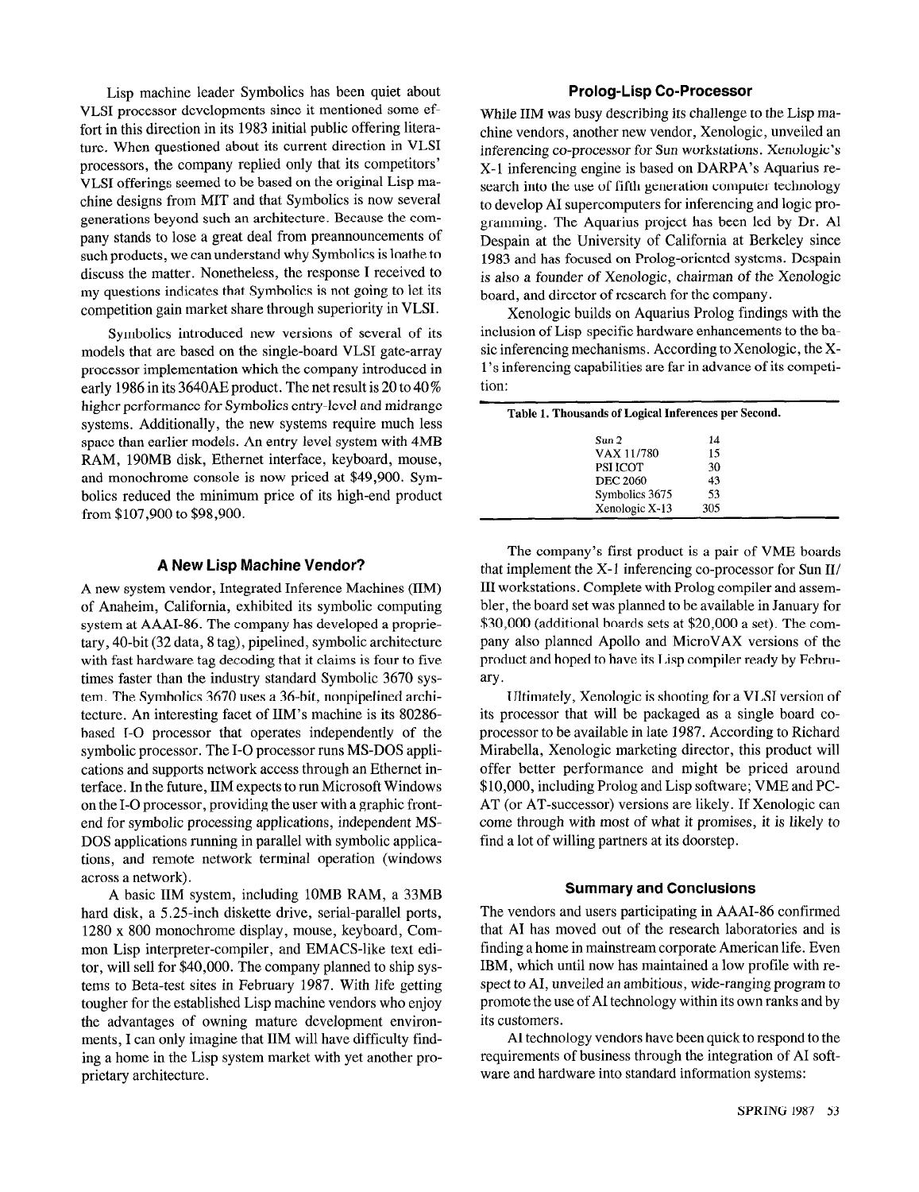Lisp machine leader Symbolics has been quiet about VLSI processor developments since it mentioned some effort in this direction in its 1983 initial public offering literature. When questioned about its current direction in VLSI processors, the company replied only that its competitors' VLSI offerings seemed to be based on the original Lisp machine designs from MIT and that Symbolics is now several generations beyond such an architecture. Because the company stands to lose a great deal from preannouncements of such products, we can understand why Symbolics is loathe to discuss the matter. Nonetheless, the response I received to my questions indicates that Symbolics is not going to let its competition gain market share through superiority in VLSI.

Symbolics introduced new versions of several of its models that are based on the single-board VLSI gate-array processor implementation which the company introduced in early 1986 in its 3640AE product. The net result is 20 to 40% higher performance for Symbolics entry-level and midrange systems. Additionally, the new systems require much less space than earlier models. An entry level system with 4MB RAM, 190MB disk, Ethernet interface, keyboard, mouse, and monochrome console is now priced at $49,900. Symbolics reduced the minimum price of its high-end product from $107,900 to $98,900.

### A New Lisp Machine Vendor?

A new system vendor, Integrated Inference Machines (IIM) of Anaheim, California, exhibited its symbolic computing system at AAAI-86. The company has developed a proprietary, 40-bit (32 data, 8 tag), pipelined, symbolic architecture with fast hardware tag decoding that it claims is four to five times faster than the industry standard Symbolic 3670 system. The Symbolics 3670 uses a 36-bit, nonpipelined architecture. An interesting facet of IIM's machine is its 80286-based I-O processor that operates independently of the symbolic processor. The I-O processor runs MS-DOS applications and supports network access through an Ethernet interface. In the future, IIM expects to run Microsoft Windows on the I-O processor, providing the user with a graphic front-end for symbolic processing applications, independent MS-DOS applications running in parallel with symbolic applications, and remote network terminal operation (windows across a network).

A basic IIM system, including 10MB RAM, a 33MB hard disk, a 5.25-inch diskette drive, serial-parallel ports, 1280 x 800 monochrome display, mouse, keyboard, Common Lisp interpreter-compiler, and EMACS-like text editor, will sell for $40,000. The company planned to ship systems to Beta-test sites in February 1987. With life getting tougher for the established Lisp machine vendors who enjoy the advantages of owning mature development environments, I can only imagine that IIM will have difficulty finding a home in the Lisp system market with yet another proprietary architecture.

### Prolog-Lisp Co-Processor

While IIM was busy describing its challenge to the Lisp machine vendors, another new vendor, Xenologic, unveiled an inferencing co-processor for Sun workstations. Xenologic's X-1 inferencing engine is based on DARPA's Aquarius research into the use of fifth generation computer technology to develop AI supercomputers for inferencing and logic programming. The Aquarius project has been led by Dr. Al Despain at the University of California at Berkeley since 1983 and has focused on Prolog-oriented systems. Despain is also a founder of Xenologic, chairman of the Xenologic board, and director of research for the company.

Xenologic builds on Aquarius Prolog findings with the inclusion of Lisp specific hardware enhancements to the basic inferencing mechanisms. According to Xenologic, the X-1's inferencing capabilities are far in advance of its competition:

**Table 1. Thousands of Logical Inferences per Second.**

| | |
|---|---|
| Sun 2 | 14 |
| VAX 11/780 | 15 |
| PSI ICOT | 30 |
| DEC 2060 | 43 |
| Symbolics 3675 | 53 |
| Xenologic X-13 | 305 |

The company's first product is a pair of VME boards that implement the X-1 inferencing co-processor for Sun II/III workstations. Complete with Prolog compiler and assembler, the board set was planned to be available in January for $30,000 (additional boards sets at $20,000 a set). The company also planned Apollo and MicroVAX versions of the product and hoped to have its Lisp compiler ready by February.

Ultimately, Xenologic is shooting for a VLSI version of its processor that will be packaged as a single board co-processor to be available in late 1987. According to Richard Mirabella, Xenologic marketing director, this product will offer better performance and might be priced around $10,000, including Prolog and Lisp software; VME and PC-AT (or AT-successor) versions are likely. If Xenologic can come through with most of what it promises, it is likely to find a lot of willing partners at its doorstep.

### Summary and Conclusions

The vendors and users participating in AAAI-86 confirmed that AI has moved out of the research laboratories and is finding a home in mainstream corporate American life. Even IBM, which until now has maintained a low profile with respect to AI, unveiled an ambitious, wide-ranging program to promote the use of AI technology within its own ranks and by its customers.

AI technology vendors have been quick to respond to the requirements of business through the integration of AI software and hardware into standard information systems: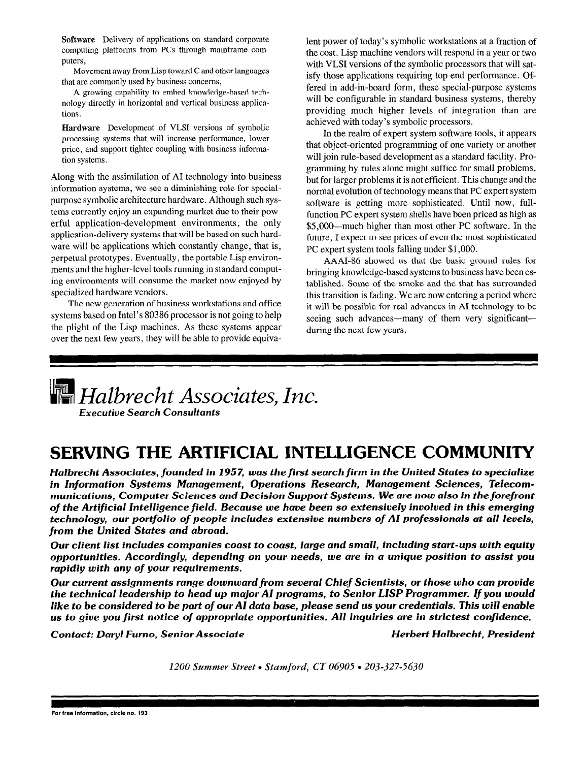**Software** Delivery of applications on standard corporate computing platforms from PCs through mainframe computers,

Movement away from Lisp toward C and other languages that are commonly used by business concerns,

A growing capability to embed knowledge-based technology directly in horizontal and vertical business applications.

**Hardware** Development of VLSI versions of symbolic processing systems that will increase performance, lower price, and support tighter coupling with business information systems.

Along with the assimilation of AI technology into business information systems, we see a diminishing role for special-purpose symbolic architecture hardware. Although such systems currently enjoy an expanding market due to their powerful application-development environments, the only application-delivery systems that will be based on such hardware will be applications which constantly change, that is, perpetual prototypes. Eventually, the portable Lisp environments and the higher-level tools running in standard computing environments will consume the market now enjoyed by specialized hardware vendors.

The new generation of business workstations and office systems based on Intel's 80386 processor is not going to help the plight of the Lisp machines. As these systems appear over the next few years, they will be able to provide equivalent power of today's symbolic workstations at a fraction of the cost. Lisp machine vendors will respond in a year or two with VLSI versions of the symbolic processors that will satisfy those applications requiring top-end performance. Offered in add-in-board form, these special-purpose systems will be configurable in standard business systems, thereby providing much higher levels of integration than are achieved with today's symbolic processors.

In the realm of expert system software tools, it appears that object-oriented programming of one variety or another will join rule-based development as a standard facility. Programming by rules alone might suffice for small problems, but for larger problems it is not efficient. This change and the normal evolution of technology means that PC expert system software is getting more sophisticated. Until now, full-function PC expert system shells have been priced as high as $5,000—much higher than most other PC software. In the future, I expect to see prices of even the most sophisticated PC expert system tools falling under $1,000.

AAAI-86 showed us that the basic ground rules for bringing knowledge-based systems to business have been established. Some of the smoke and the that has surrounded this transition is fading. We are now entering a period where it will be possible for real advances in AI technology to be seeing such advances—many of them very significant—during the next few years.

---

# *Halbrecht Associates, Inc.*

***Executive Search Consultants***

## SERVING THE ARTIFICIAL INTELLIGENCE COMMUNITY

***Halbrecht Associates, founded in 1957, was the first search firm in the United States to specialize in Information Systems Management, Operations Research, Management Sciences, Telecommunications, Computer Sciences and Decision Support Systems. We are now also in the forefront of the Artificial Intelligence field. Because we have been so extensively involved in this emerging technology, our portfolio of people includes extensive numbers of AI professionals at all levels, from the United States and abroad.***

***Our client list includes companies coast to coast, large and small, including start-ups with equity opportunities. Accordingly, depending on your needs, we are in a unique position to assist you rapidly with any of your requirements.***

***Our current assignments range downward from several Chief Scientists, or those who can provide the technical leadership to head up major AI programs, to Senior LISP Programmer. If you would like to be considered to be part of our AI data base, please send us your credentials. This will enable us to give you first notice of appropriate opportunities. All inquiries are in strictest confidence.***

***Contact: Daryl Furno, Senior Associate*** ***Herbert Halbrecht, President***

*1200 Summer Street • Stamford, CT 06905 • 203-327-5630*

**For free information, circle no. 193**